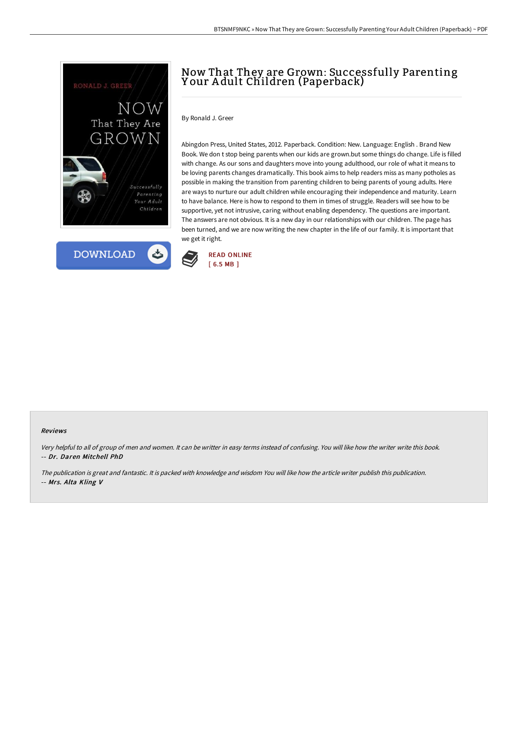# Now That They are Grown: Successfully Parenting Your Adult Children (Paperback)

By Ronald J. Greer

Abingdon Press, United States, 2012. Paperback. Condition: New. Language: English . Brand New Book. We don t stop being parents when our kids are grown.but some things do change. Life is filled with change. As our sons and daughters move into young adulthood, our role of what it means to be loving parents changes dramatically. This book aims to help readers miss as many potholes as possible in making the transition from parenting children to being parents of young adults. Here are ways to nurture our adult children while encouraging their independence and maturity. Learn to have balance. Here is how to respond to them in times of struggle. Readers will see how to be supportive, yet not intrusive, caring without enabling dependency. The questions are important. The answers are not obvious. It is a new day in our relationships with our children. The page has been turned, and we are now writing the new chapter in the life of our family. It is important that we get it right.

DOWNLOAD

READ ONLINE
[ 6.5 MB ]

#### Reviews

*Very helpful to all of group of men and women. It can be writter in easy terms instead of confusing. You will like how the writer write this book.*
-- ***Dr. Daren Mitchell PhD***

*The publication is great and fantastic. It is packed with knowledge and wisdom You will like how the article writer publish this publication.*
-- ***Mrs. Alta Kling V***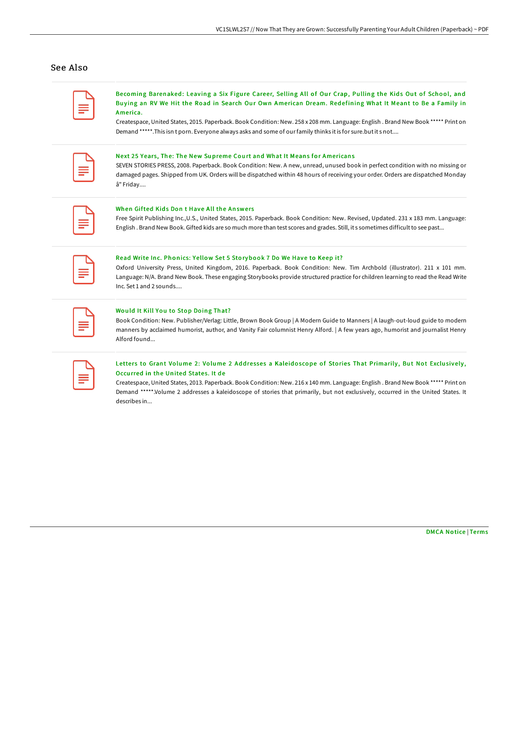## See Also

**Becoming Barenaked: Leaving a Six Figure Career, Selling All of Our Crap, Pulling the Kids Out of School, and Buying an RV We Hit the Road in Search Our Own American Dream. Redefining What It Meant to Be a Family in America.**

Createspace, United States, 2015. Paperback. Book Condition: New. 258 x 208 mm. Language: English . Brand New Book ***** Print on Demand *****.This isn t porn. Everyone always asks and some of our family thinks it is for sure.but it s not....

**Next 25 Years, The: The New Supreme Court and What It Means for Americans**

SEVEN STORIES PRESS, 2008. Paperback. Book Condition: New. A new, unread, unused book in perfect condition with no missing or damaged pages. Shipped from UK. Orders will be dispatched within 48 hours of receiving your order. Orders are dispatched Monday â" Friday....

**When Gifted Kids Don t Have All the Answers**

Free Spirit Publishing Inc.,U.S., United States, 2015. Paperback. Book Condition: New. Revised, Updated. 231 x 183 mm. Language: English . Brand New Book. Gifted kids are so much more than test scores and grades. Still, it s sometimes difficult to see past...

**Read Write Inc. Phonics: Yellow Set 5 Storybook 7 Do We Have to Keep it?**

Oxford University Press, United Kingdom, 2016. Paperback. Book Condition: New. Tim Archbold (illustrator). 211 x 101 mm. Language: N/A. Brand New Book. These engaging Storybooks provide structured practice for children learning to read the Read Write Inc. Set 1 and 2 sounds....

**Would It Kill You to Stop Doing That?**

Book Condition: New. Publisher/Verlag: Little, Brown Book Group | A Modern Guide to Manners | A laugh-out-loud guide to modern manners by acclaimed humorist, author, and Vanity Fair columnist Henry Alford. | A few years ago, humorist and journalist Henry Alford found...

**Letters to Grant Volume 2: Volume 2 Addresses a Kaleidoscope of Stories That Primarily, But Not Exclusively, Occurred in the United States. It de**

Createspace, United States, 2013. Paperback. Book Condition: New. 216 x 140 mm. Language: English . Brand New Book ***** Print on Demand *****.Volume 2 addresses a kaleidoscope of stories that primarily, but not exclusively, occurred in the United States. It describes in...